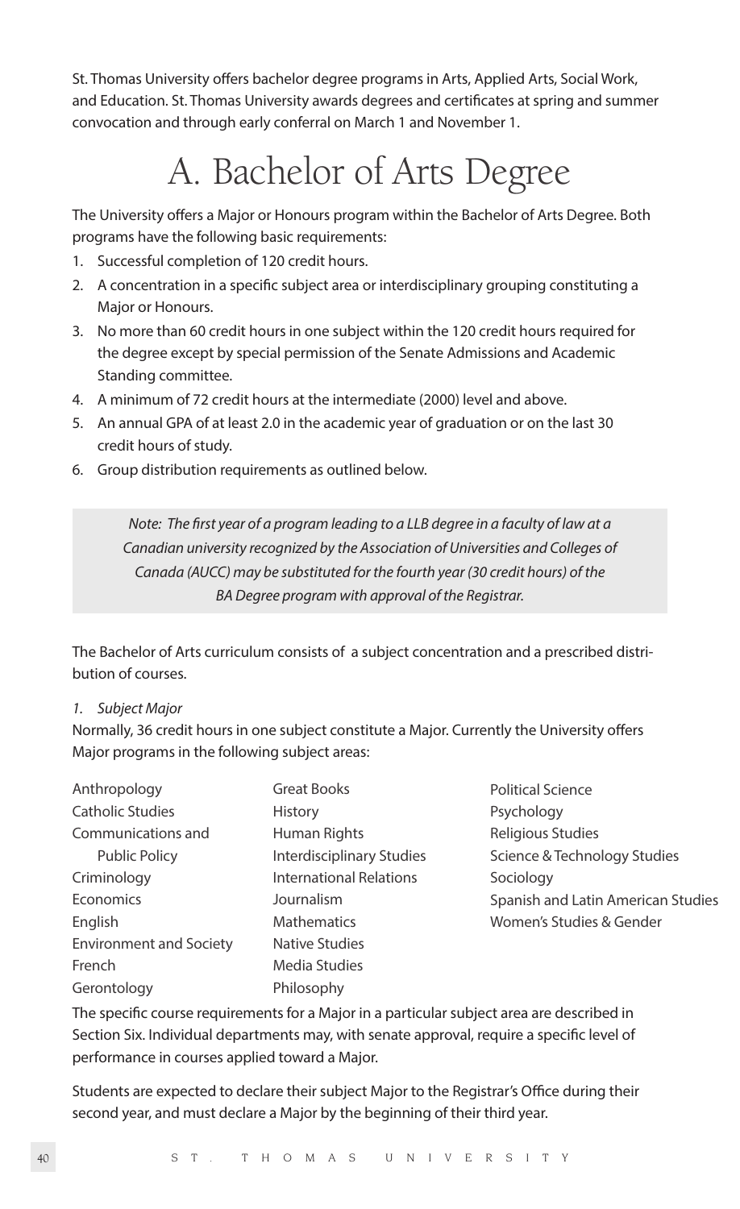St. Thomas University offers bachelor degree programs in Arts, Applied Arts, Social Work, and Education. St. Thomas University awards degrees and certificates at spring and summer convocation and through early conferral on March 1 and November 1.

# A. Bachelor of Arts Degree

The University offers a Major or Honours program within the Bachelor of Arts Degree. Both programs have the following basic requirements:

1. Successful completion of 120 credit hours.
2. A concentration in a specific subject area or interdisciplinary grouping constituting a Major or Honours.
3. No more than 60 credit hours in one subject within the 120 credit hours required for the degree except by special permission of the Senate Admissions and Academic Standing committee.
4. A minimum of 72 credit hours at the intermediate (2000) level and above.
5. An annual GPA of at least 2.0 in the academic year of graduation or on the last 30 credit hours of study.
6. Group distribution requirements as outlined below.

*Note: The first year of a program leading to a LLB degree in a faculty of law at a Canadian university recognized by the Association of Universities and Colleges of Canada (AUCC) may be substituted for the fourth year (30 credit hours) of the BA Degree program with approval of the Registrar.*

The Bachelor of Arts curriculum consists of a subject concentration and a prescribed distribution of courses.

*1. Subject Major*

Normally, 36 credit hours in one subject constitute a Major. Currently the University offers Major programs in the following subject areas:

- Anthropology
- Catholic Studies
- Communications and Public Policy
- Criminology
- Economics
- English
- Environment and Society
- French
- Gerontology
- Great Books
- History
- Human Rights
- Interdisciplinary Studies
- International Relations
- Journalism
- Mathematics
- Native Studies
- Media Studies
- Philosophy
- Political Science
- Psychology
- Religious Studies
- Science & Technology Studies
- Sociology
- Spanish and Latin American Studies
- Women's Studies & Gender

The specific course requirements for a Major in a particular subject area are described in Section Six. Individual departments may, with senate approval, require a specific level of performance in courses applied toward a Major.

Students are expected to declare their subject Major to the Registrar's Office during their second year, and must declare a Major by the beginning of their third year.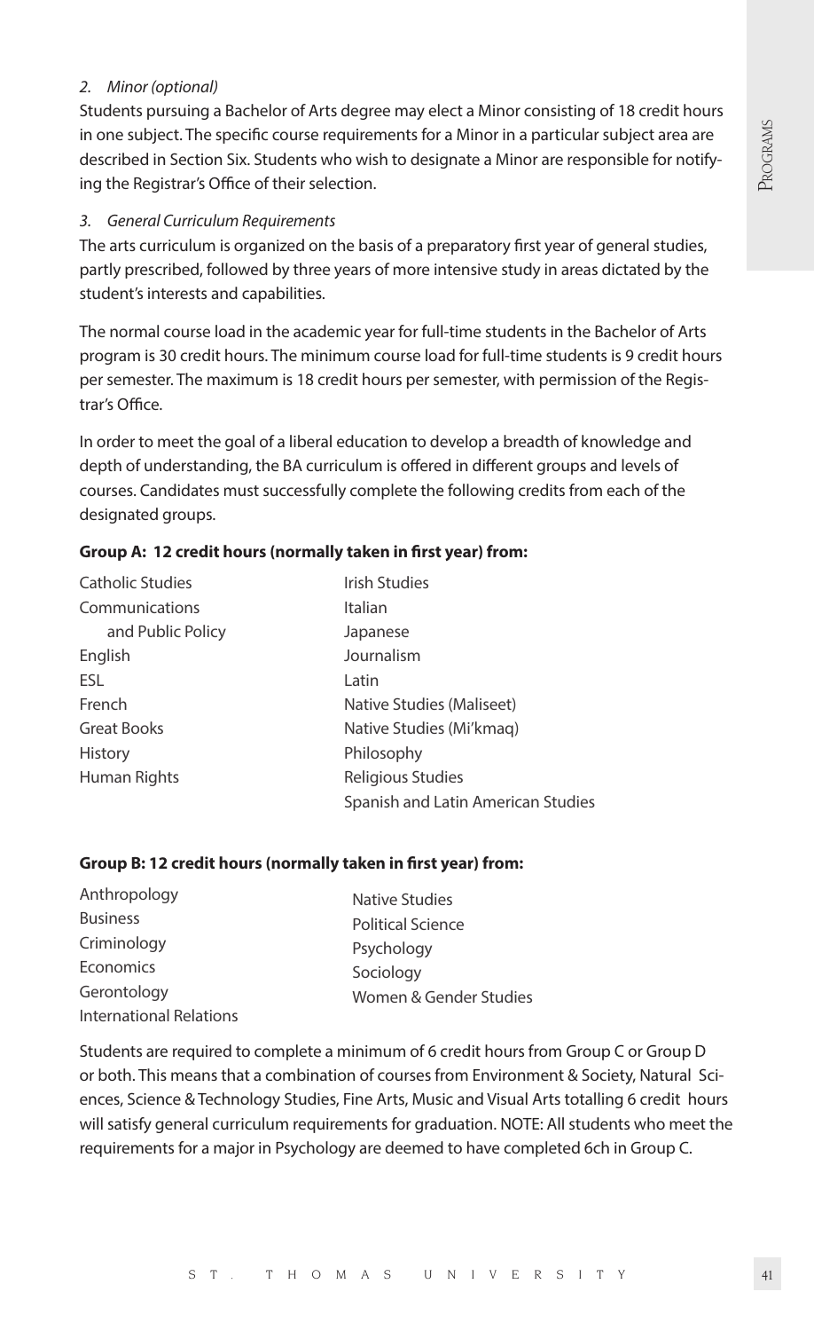*2. Minor (optional)*

Students pursuing a Bachelor of Arts degree may elect a Minor consisting of 18 credit hours in one subject. The specific course requirements for a Minor in a particular subject area are described in Section Six. Students who wish to designate a Minor are responsible for notifying the Registrar's Office of their selection.

*3. General Curriculum Requirements*

The arts curriculum is organized on the basis of a preparatory first year of general studies, partly prescribed, followed by three years of more intensive study in areas dictated by the student's interests and capabilities.

The normal course load in the academic year for full-time students in the Bachelor of Arts program is 30 credit hours. The minimum course load for full-time students is 9 credit hours per semester. The maximum is 18 credit hours per semester, with permission of the Registrar's Office.

In order to meet the goal of a liberal education to develop a breadth of knowledge and depth of understanding, the BA curriculum is offered in different groups and levels of courses. Candidates must successfully complete the following credits from each of the designated groups.

**Group A: 12 credit hours (normally taken in first year) from:**

- Catholic Studies
- Communications and Public Policy
- English
- ESL
- French
- Great Books
- History
- Human Rights
- Irish Studies
- Italian
- Japanese
- Journalism
- Latin
- Native Studies (Maliseet)
- Native Studies (Mi'kmaq)
- Philosophy
- Religious Studies
- Spanish and Latin American Studies

**Group B: 12 credit hours (normally taken in first year) from:**

- Anthropology
- Business
- Criminology
- Economics
- Gerontology
- International Relations
- Native Studies
- Political Science
- Psychology
- Sociology
- Women & Gender Studies

Students are required to complete a minimum of 6 credit hours from Group C or Group D or both. This means that a combination of courses from Environment & Society, Natural Sciences, Science & Technology Studies, Fine Arts, Music and Visual Arts totalling 6 credit hours will satisfy general curriculum requirements for graduation. NOTE: All students who meet the requirements for a major in Psychology are deemed to have completed 6ch in Group C.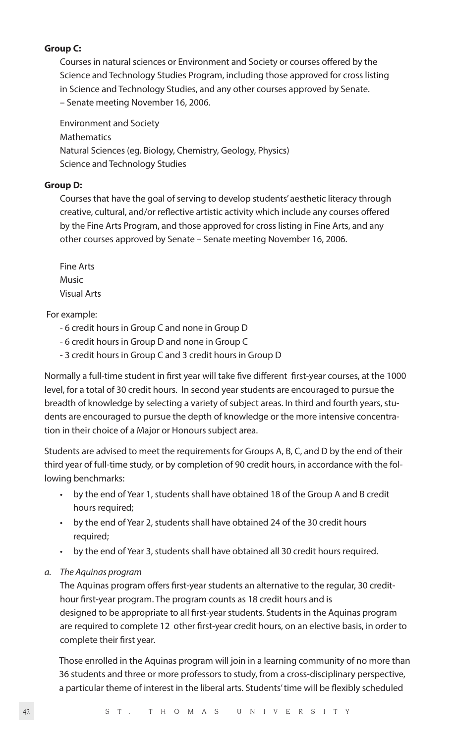**Group C:**

Courses in natural sciences or Environment and Society or courses offered by the Science and Technology Studies Program, including those approved for cross listing in Science and Technology Studies, and any other courses approved by Senate. – Senate meeting November 16, 2006.

Environment and Society
Mathematics
Natural Sciences (eg. Biology, Chemistry, Geology, Physics)
Science and Technology Studies

**Group D:**

Courses that have the goal of serving to develop students' aesthetic literacy through creative, cultural, and/or reflective artistic activity which include any courses offered by the Fine Arts Program, and those approved for cross listing in Fine Arts, and any other courses approved by Senate – Senate meeting November 16, 2006.

Fine Arts
Music
Visual Arts

For example:

- 6 credit hours in Group C and none in Group D
- 6 credit hours in Group D and none in Group C
- 3 credit hours in Group C and 3 credit hours in Group D

Normally a full-time student in first year will take five different first-year courses, at the 1000 level, for a total of 30 credit hours. In second year students are encouraged to pursue the breadth of knowledge by selecting a variety of subject areas. In third and fourth years, students are encouraged to pursue the depth of knowledge or the more intensive concentration in their choice of a Major or Honours subject area.

Students are advised to meet the requirements for Groups A, B, C, and D by the end of their third year of full-time study, or by completion of 90 credit hours, in accordance with the following benchmarks:

- by the end of Year 1, students shall have obtained 18 of the Group A and B credit hours required;
- by the end of Year 2, students shall have obtained 24 of the 30 credit hours required;
- by the end of Year 3, students shall have obtained all 30 credit hours required.

*a. The Aquinas program*

The Aquinas program offers first-year students an alternative to the regular, 30 credit-hour first-year program. The program counts as 18 credit hours and is designed to be appropriate to all first-year students. Students in the Aquinas program are required to complete 12 other first-year credit hours, on an elective basis, in order to complete their first year.

Those enrolled in the Aquinas program will join in a learning community of no more than 36 students and three or more professors to study, from a cross-disciplinary perspective, a particular theme of interest in the liberal arts. Students' time will be flexibly scheduled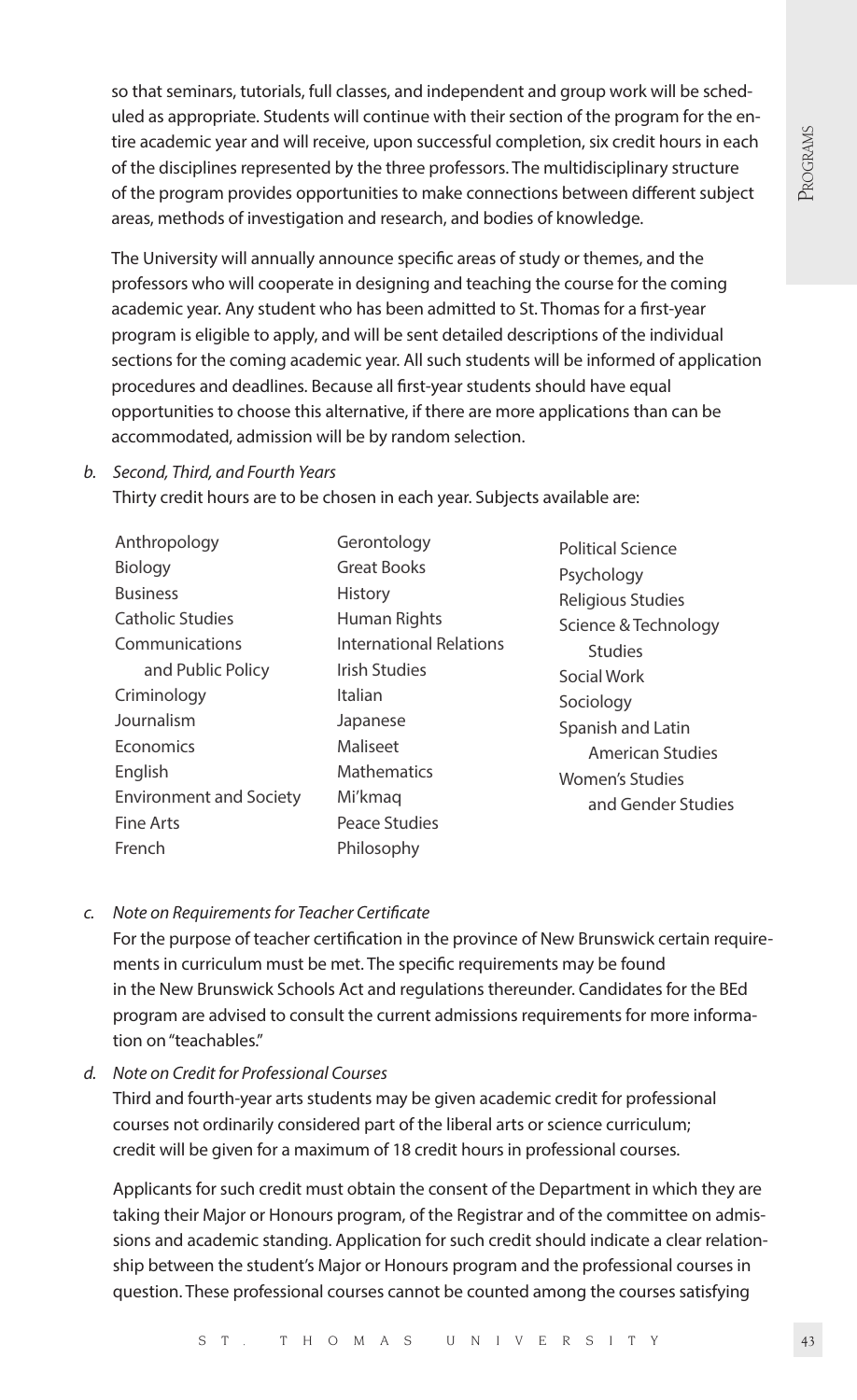so that seminars, tutorials, full classes, and independent and group work will be scheduled as appropriate. Students will continue with their section of the program for the entire academic year and will receive, upon successful completion, six credit hours in each of the disciplines represented by the three professors. The multidisciplinary structure of the program provides opportunities to make connections between different subject areas, methods of investigation and research, and bodies of knowledge.

The University will annually announce specific areas of study or themes, and the professors who will cooperate in designing and teaching the course for the coming academic year. Any student who has been admitted to St. Thomas for a first-year program is eligible to apply, and will be sent detailed descriptions of the individual sections for the coming academic year. All such students will be informed of application procedures and deadlines. Because all first-year students should have equal opportunities to choose this alternative, if there are more applications than can be accommodated, admission will be by random selection.

*b. Second, Third, and Fourth Years*

Thirty credit hours are to be chosen in each year. Subjects available are:

- Anthropology
- Biology
- Business
- Catholic Studies
- Communications and Public Policy
- Criminology
- Journalism
- Economics
- English
- Environment and Society
- Fine Arts
- French
- Gerontology
- Great Books
- History
- Human Rights
- International Relations
- Irish Studies
- Italian
- Japanese
- Maliseet
- Mathematics
- Mi'kmaq
- Peace Studies
- Philosophy
- Political Science
- Psychology
- Religious Studies
- Science & Technology Studies
- Social Work
- Sociology
- Spanish and Latin American Studies
- Women's Studies and Gender Studies

*c. Note on Requirements for Teacher Certificate*

For the purpose of teacher certification in the province of New Brunswick certain requirements in curriculum must be met. The specific requirements may be found in the New Brunswick Schools Act and regulations thereunder. Candidates for the BEd program are advised to consult the current admissions requirements for more information on "teachables."

*d. Note on Credit for Professional Courses*

Third and fourth-year arts students may be given academic credit for professional courses not ordinarily considered part of the liberal arts or science curriculum; credit will be given for a maximum of 18 credit hours in professional courses.

Applicants for such credit must obtain the consent of the Department in which they are taking their Major or Honours program, of the Registrar and of the committee on admissions and academic standing. Application for such credit should indicate a clear relationship between the student's Major or Honours program and the professional courses in question. These professional courses cannot be counted among the courses satisfying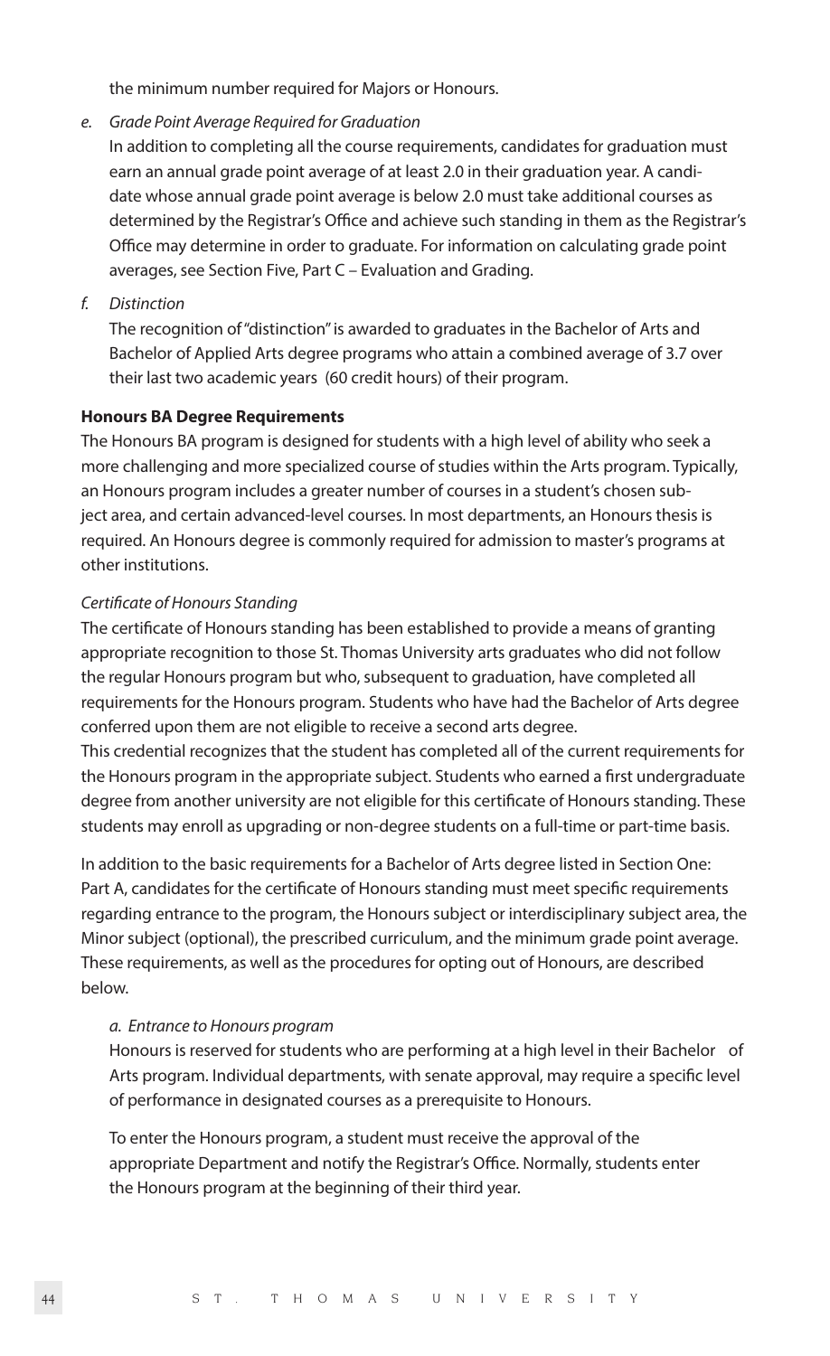the minimum number required for Majors or Honours.

*e. Grade Point Average Required for Graduation*

In addition to completing all the course requirements, candidates for graduation must earn an annual grade point average of at least 2.0 in their graduation year. A candidate whose annual grade point average is below 2.0 must take additional courses as determined by the Registrar's Office and achieve such standing in them as the Registrar's Office may determine in order to graduate. For information on calculating grade point averages, see Section Five, Part C – Evaluation and Grading.

*f. Distinction*

The recognition of "distinction" is awarded to graduates in the Bachelor of Arts and Bachelor of Applied Arts degree programs who attain a combined average of 3.7 over their last two academic years (60 credit hours) of their program.

**Honours BA Degree Requirements**

The Honours BA program is designed for students with a high level of ability who seek a more challenging and more specialized course of studies within the Arts program. Typically, an Honours program includes a greater number of courses in a student's chosen subject area, and certain advanced-level courses. In most departments, an Honours thesis is required. An Honours degree is commonly required for admission to master's programs at other institutions.

*Certificate of Honours Standing*

The certificate of Honours standing has been established to provide a means of granting appropriate recognition to those St. Thomas University arts graduates who did not follow the regular Honours program but who, subsequent to graduation, have completed all requirements for the Honours program. Students who have had the Bachelor of Arts degree conferred upon them are not eligible to receive a second arts degree.

This credential recognizes that the student has completed all of the current requirements for the Honours program in the appropriate subject. Students who earned a first undergraduate degree from another university are not eligible for this certificate of Honours standing. These students may enroll as upgrading or non-degree students on a full-time or part-time basis.

In addition to the basic requirements for a Bachelor of Arts degree listed in Section One: Part A, candidates for the certificate of Honours standing must meet specific requirements regarding entrance to the program, the Honours subject or interdisciplinary subject area, the Minor subject (optional), the prescribed curriculum, and the minimum grade point average. These requirements, as well as the procedures for opting out of Honours, are described below.

*a. Entrance to Honours program*

Honours is reserved for students who are performing at a high level in their Bachelor of Arts program. Individual departments, with senate approval, may require a specific level of performance in designated courses as a prerequisite to Honours.

To enter the Honours program, a student must receive the approval of the appropriate Department and notify the Registrar's Office. Normally, students enter the Honours program at the beginning of their third year.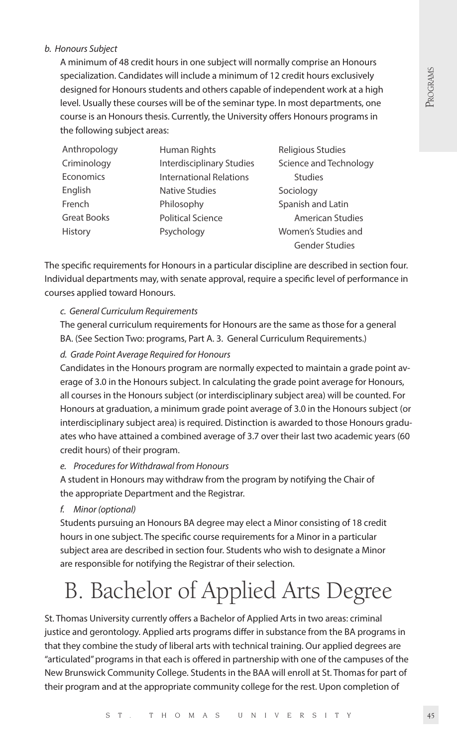*b. Honours Subject*

A minimum of 48 credit hours in one subject will normally comprise an Honours specialization. Candidates will include a minimum of 12 credit hours exclusively designed for Honours students and others capable of independent work at a high level. Usually these courses will be of the seminar type. In most departments, one course is an Honours thesis. Currently, the University offers Honours programs in the following subject areas:

- Anthropology
- Criminology
- Economics
- English
- French
- Great Books
- History
- Human Rights
- Interdisciplinary Studies
- International Relations
- Native Studies
- Philosophy
- Political Science
- Psychology
- Religious Studies
- Science and Technology Studies
- Sociology
- Spanish and Latin American Studies
- Women's Studies and Gender Studies

The specific requirements for Honours in a particular discipline are described in section four. Individual departments may, with senate approval, require a specific level of performance in courses applied toward Honours.

*c. General Curriculum Requirements*

The general curriculum requirements for Honours are the same as those for a general BA. (See Section Two: programs, Part A. 3. General Curriculum Requirements.)

*d. Grade Point Average Required for Honours*

Candidates in the Honours program are normally expected to maintain a grade point average of 3.0 in the Honours subject. In calculating the grade point average for Honours, all courses in the Honours subject (or interdisciplinary subject area) will be counted. For Honours at graduation, a minimum grade point average of 3.0 in the Honours subject (or interdisciplinary subject area) is required. Distinction is awarded to those Honours graduates who have attained a combined average of 3.7 over their last two academic years (60 credit hours) of their program.

*e. Procedures for Withdrawal from Honours*

A student in Honours may withdraw from the program by notifying the Chair of the appropriate Department and the Registrar.

*f. Minor (optional)*

Students pursuing an Honours BA degree may elect a Minor consisting of 18 credit hours in one subject. The specific course requirements for a Minor in a particular subject area are described in section four. Students who wish to designate a Minor are responsible for notifying the Registrar of their selection.

# B. Bachelor of Applied Arts Degree

St. Thomas University currently offers a Bachelor of Applied Arts in two areas: criminal justice and gerontology. Applied arts programs differ in substance from the BA programs in that they combine the study of liberal arts with technical training. Our applied degrees are "articulated" programs in that each is offered in partnership with one of the campuses of the New Brunswick Community College. Students in the BAA will enroll at St. Thomas for part of their program and at the appropriate community college for the rest. Upon completion of